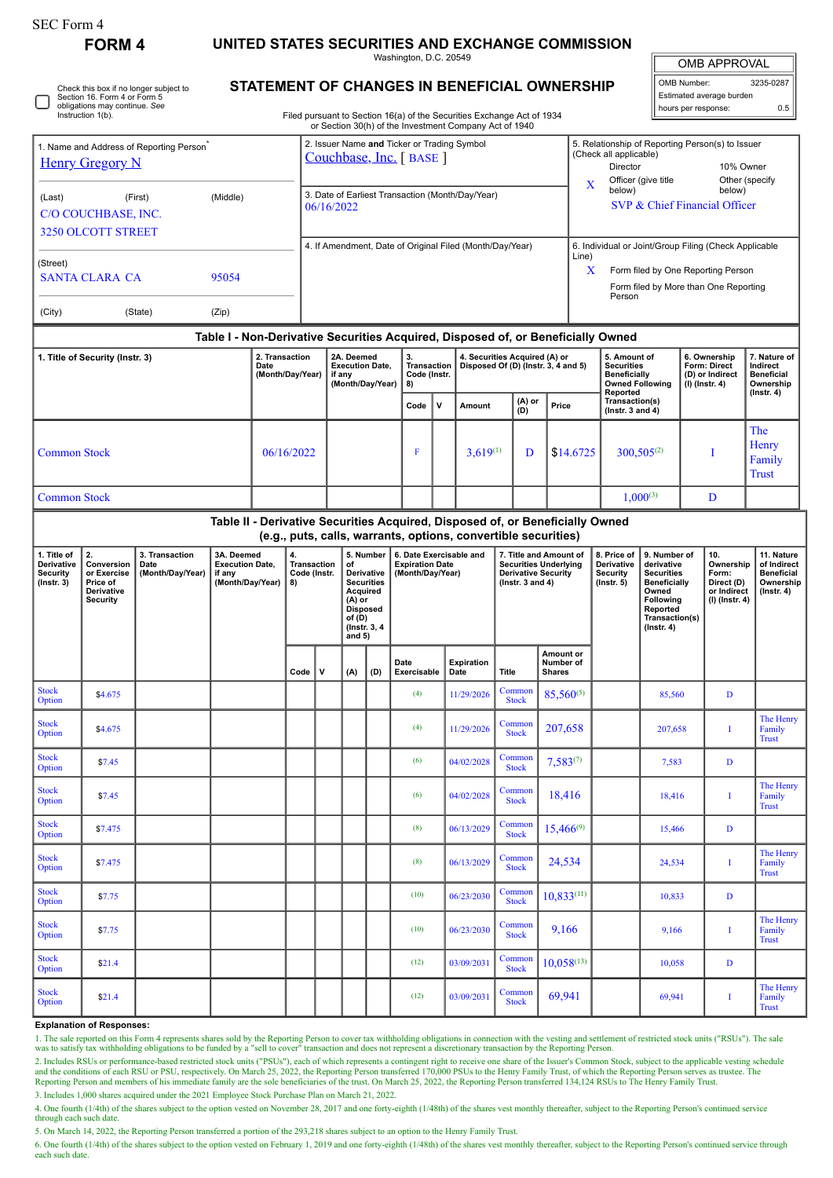SEC Form 4

# FORM 4

# UNITED STATES SECURITIES AND EXCHANGE COMMISSION

Washington, D.C. 20549

## STATEMENT OF CHANGES IN BENEFICIAL OWNERSHIP

Filed pursuant to Section 16(a) of the Securities Exchange Act of 1934 or Section 30(h) of the Investment Company Act of 1940

| OMB APPROVAL | |
|---|---|
| OMB Number: | 3235-0287 |
| Estimated average burden | |
| hours per response: | 0.5 |

☐ Check this box if no longer subject to Section 16. Form 4 or Form 5 obligations may continue. *See* Instruction 1(b).

1. Name and Address of Reporting Person*
Henry Gregory N

(Last) (First) (Middle)
C/O COUCHBASE, INC.
3250 OLCOTT STREET

(Street)
SANTA CLARA CA 95054

(City) (State) (Zip)

2. Issuer Name **and** Ticker or Trading Symbol
Couchbase, Inc. [ BASE ]

3. Date of Earliest Transaction (Month/Day/Year)
06/16/2022

4. If Amendment, Date of Original Filed (Month/Day/Year)

5. Relationship of Reporting Person(s) to Issuer (Check all applicable)
Director | 10% Owner
X Officer (give title below) | Other (specify below)
SVP & Chief Financial Officer

6. Individual or Joint/Group Filing (Check Applicable Line)
X Form filed by One Reporting Person
Form filed by More than One Reporting Person

## Table I - Non-Derivative Securities Acquired, Disposed of, or Beneficially Owned

| 1. Title of Security (Instr. 3) | 2. Transaction Date (Month/Day/Year) | 2A. Deemed Execution Date, if any (Month/Day/Year) | 3. Transaction Code (Instr. 8) | | 4. Securities Acquired (A) or Disposed Of (D) (Instr. 3, 4 and 5) | | | 5. Amount of Securities Beneficially Owned Following Reported Transaction(s) (Instr. 3 and 4) | 6. Ownership Form: Direct (D) or Indirect (I) (Instr. 4) | 7. Nature of Indirect Beneficial Ownership (Instr. 4) |
|---|---|---|---|---|---|---|---|---|---|---|
| | | | Code | V | Amount | (A) or (D) | Price | | | |
| Common Stock | 06/16/2022 | | F | | 3,619[(1)] | D | $14.6725 | 300,505[(2)] | I | The Henry Family Trust |
| Common Stock | | | | | | | | 1,000[(3)] | D | |

## Table II - Derivative Securities Acquired, Disposed of, or Beneficially Owned (e.g., puts, calls, warrants, options, convertible securities)

| 1. Title of Derivative Security (Instr. 3) | 2. Conversion or Exercise Price of Derivative Security | 3. Transaction Date (Month/Day/Year) | 3A. Deemed Execution Date, if any (Month/Day/Year) | 4. Transaction Code (Instr. 8) | | 5. Number of Derivative Securities Acquired (A) or Disposed of (D) (Instr. 3, 4 and 5) | | 6. Date Exercisable and Expiration Date (Month/Day/Year) | | 7. Title and Amount of Securities Underlying Derivative Security (Instr. 3 and 4) | | 8. Price of Derivative Security (Instr. 5) | 9. Number of derivative Securities Beneficially Owned Following Reported Transaction(s) (Instr. 4) | 10. Ownership Form: Direct (D) or Indirect (I) (Instr. 4) | 11. Nature of Indirect Beneficial Ownership (Instr. 4) |
|---|---|---|---|---|---|---|---|---|---|---|---|---|---|---|---|
| | | | | Code | V | (A) | (D) | Date Exercisable | Expiration Date | Title | Amount or Number of Shares | | | | |
| Stock Option | $4.675 | | | | | | | (4) | 11/29/2026 | Common Stock | 85,560[(5)] | | 85,560 | D | |
| Stock Option | $4.675 | | | | | | | (4) | 11/29/2026 | Common Stock | 207,658 | | 207,658 | I | The Henry Family Trust |
| Stock Option | $7.45 | | | | | | | (6) | 04/02/2028 | Common Stock | 7,583[(7)] | | 7,583 | D | |
| Stock Option | $7.45 | | | | | | | (6) | 04/02/2028 | Common Stock | 18,416 | | 18,416 | I | The Henry Family Trust |
| Stock Option | $7.475 | | | | | | | (8) | 06/13/2029 | Common Stock | 15,466[(9)] | | 15,466 | D | |
| Stock Option | $7.475 | | | | | | | (8) | 06/13/2029 | Common Stock | 24,534 | | 24,534 | I | The Henry Family Trust |
| Stock Option | $7.75 | | | | | | | (10) | 06/23/2030 | Common Stock | 10,833[(11)] | | 10,833 | D | |
| Stock Option | $7.75 | | | | | | | (10) | 06/23/2030 | Common Stock | 9,166 | | 9,166 | I | The Henry Family Trust |
| Stock Option | $21.4 | | | | | | | (12) | 03/09/2031 | Common Stock | 10,058[(13)] | | 10,058 | D | |
| Stock Option | $21.4 | | | | | | | (12) | 03/09/2031 | Common Stock | 69,941 | | 69,941 | I | The Henry Family Trust |

**Explanation of Responses:**

1. The sale reported on this Form 4 represents shares sold by the Reporting Person to cover tax withholding obligations in connection with the vesting and settlement of restricted stock units ("RSUs"). The sale was to satisfy tax withholding obligations to be funded by a "sell to cover" transaction and does not represent a discretionary transaction by the Reporting Person.

2. Includes RSUs or performance-based restricted stock units ("PSUs"), each of which represents a contingent right to receive one share of the Issuer's Common Stock, subject to the applicable vesting schedule and the conditions of each RSU or PSU, respectively. On March 25, 2022, the Reporting Person transferred 170,000 PSUs to the Henry Family Trust, of which the Reporting Person serves as trustee. The Reporting Person and members of his immediate family are the sole beneficiaries of the trust. On March 25, 2022, the Reporting Person transferred 134,124 RSUs to The Henry Family Trust.

3. Includes 1,000 shares acquired under the 2021 Employee Stock Purchase Plan on March 21, 2022.

4. One fourth (1/4th) of the shares subject to the option vested on November 28, 2017 and one forty-eighth (1/48th) of the shares vest monthly thereafter, subject to the Reporting Person's continued service through each such date.

5. On March 14, 2022, the Reporting Person transferred a portion of the 293,218 shares subject to an option to the Henry Family Trust.

6. One fourth (1/4th) of the shares subject to the option vested on February 1, 2019 and one forty-eighth (1/48th) of the shares vest monthly thereafter, subject to the Reporting Person's continued service through each such date.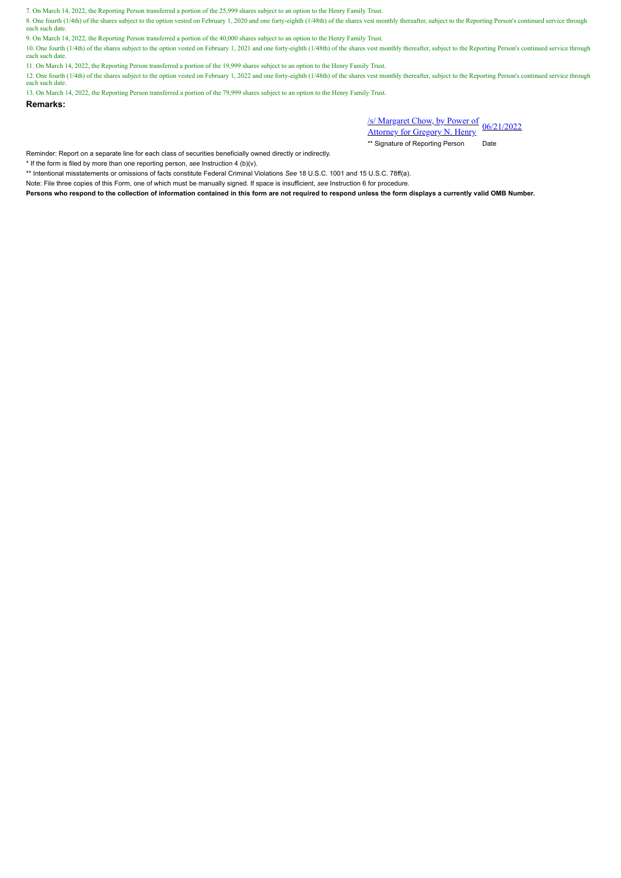7. On March 14, 2022, the Reporting Person transferred a portion of the 25,999 shares subject to an option to the Henry Family Trust.

8. One fourth (1/4th) of the shares subject to the option vested on February 1, 2020 and one forty-eighth (1/48th) of the shares vest monthly thereafter, subject to the Reporting Person's continued service through each such date.

9. On March 14, 2022, the Reporting Person transferred a portion of the 40,000 shares subject to an option to the Henry Family Trust.

10. One fourth (1/4th) of the shares subject to the option vested on February 1, 2021 and one forty-eighth (1/48th) of the shares vest monthly thereafter, subject to the Reporting Person's continued service through each such date.

11. On March 14, 2022, the Reporting Person transferred a portion of the 19,999 shares subject to an option to the Henry Family Trust.

12. One fourth (1/4th) of the shares subject to the option vested on February 1, 2022 and one forty-eighth (1/48th) of the shares vest monthly thereafter, subject to the Reporting Person's continued service through each such date.

13. On March 14, 2022, the Reporting Person transferred a portion of the 79,999 shares subject to an option to the Henry Family Trust.

**Remarks:**

| | |
|---|---|
| /s/ Margaret Chow, by Power of Attorney for Gregory N. Henry | 06/21/2022 |
| ** Signature of Reporting Person | Date |

Reminder: Report on a separate line for each class of securities beneficially owned directly or indirectly.

* If the form is filed by more than one reporting person, *see* Instruction 4 (b)(v).

** Intentional misstatements or omissions of facts constitute Federal Criminal Violations *See* 18 U.S.C. 1001 and 15 U.S.C. 78ff(a).

Note: File three copies of this Form, one of which must be manually signed. If space is insufficient, *see* Instruction 6 for procedure.

**Persons who respond to the collection of information contained in this form are not required to respond unless the form displays a currently valid OMB Number.**